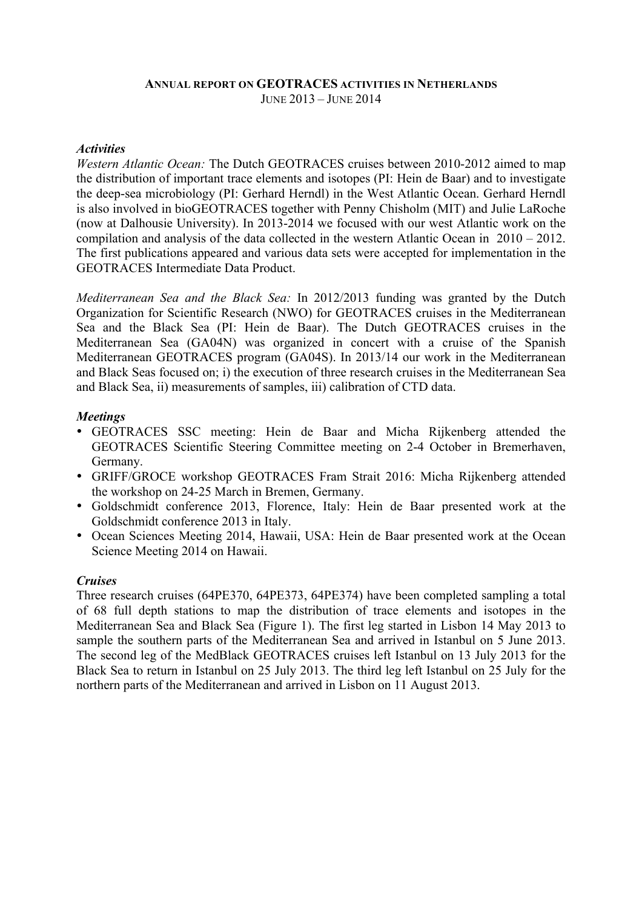# Annual report on GEOTRACES activities in Netherlands

June 2013 – June 2014

### *Activities*

*Western Atlantic Ocean:* The Dutch GEOTRACES cruises between 2010-2012 aimed to map the distribution of important trace elements and isotopes (PI: Hein de Baar) and to investigate the deep-sea microbiology (PI: Gerhard Herndl) in the West Atlantic Ocean. Gerhard Herndl is also involved in bioGEOTRACES together with Penny Chisholm (MIT) and Julie LaRoche (now at Dalhousie University). In 2013-2014 we focused with our west Atlantic work on the compilation and analysis of the data collected in the western Atlantic Ocean in 2010 – 2012. The first publications appeared and various data sets were accepted for implementation in the GEOTRACES Intermediate Data Product.

*Mediterranean Sea and the Black Sea:* In 2012/2013 funding was granted by the Dutch Organization for Scientific Research (NWO) for GEOTRACES cruises in the Mediterranean Sea and the Black Sea (PI: Hein de Baar). The Dutch GEOTRACES cruises in the Mediterranean Sea (GA04N) was organized in concert with a cruise of the Spanish Mediterranean GEOTRACES program (GA04S). In 2013/14 our work in the Mediterranean and Black Seas focused on; i) the execution of three research cruises in the Mediterranean Sea and Black Sea, ii) measurements of samples, iii) calibration of CTD data.

### *Meetings*

- GEOTRACES SSC meeting: Hein de Baar and Micha Rijkenberg attended the GEOTRACES Scientific Steering Committee meeting on 2-4 October in Bremerhaven, Germany.
- GRIFF/GROCE workshop GEOTRACES Fram Strait 2016: Micha Rijkenberg attended the workshop on 24-25 March in Bremen, Germany.
- Goldschmidt conference 2013, Florence, Italy: Hein de Baar presented work at the Goldschmidt conference 2013 in Italy.
- Ocean Sciences Meeting 2014, Hawaii, USA: Hein de Baar presented work at the Ocean Science Meeting 2014 on Hawaii.

### *Cruises*

Three research cruises (64PE370, 64PE373, 64PE374) have been completed sampling a total of 68 full depth stations to map the distribution of trace elements and isotopes in the Mediterranean Sea and Black Sea (Figure 1). The first leg started in Lisbon 14 May 2013 to sample the southern parts of the Mediterranean Sea and arrived in Istanbul on 5 June 2013. The second leg of the MedBlack GEOTRACES cruises left Istanbul on 13 July 2013 for the Black Sea to return in Istanbul on 25 July 2013. The third leg left Istanbul on 25 July for the northern parts of the Mediterranean and arrived in Lisbon on 11 August 2013.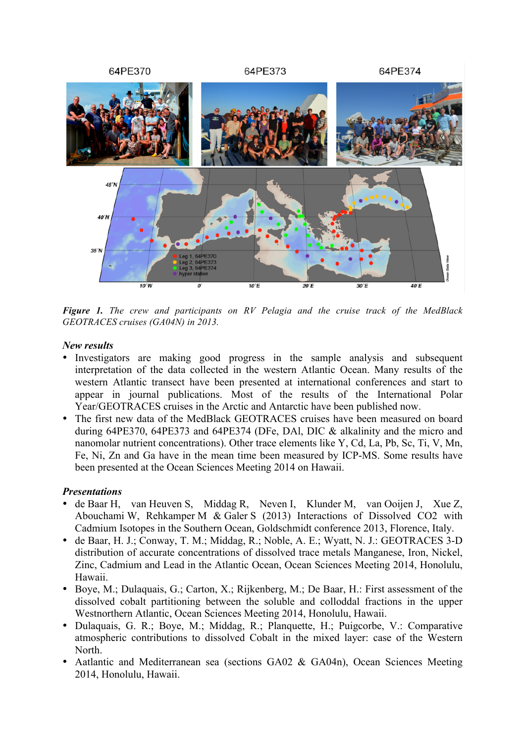64PE370

64PE373

64PE374

45°N

40°N

35°N

Leg 1, 64PE370

Leg 2, 64PE373

Leg 3, 64PE374

hyper station

10°W

0°

10°E

20°E

30°E

40°E

Ocean Data View

***Figure 1.*** *The crew and participants on RV Pelagia and the cruise track of the MedBlack GEOTRACES cruises (GA04N) in 2013.*

***New results***

- Investigators are making good progress in the sample analysis and subsequent interpretation of the data collected in the western Atlantic Ocean. Many results of the western Atlantic transect have been presented at international conferences and start to appear in journal publications. Most of the results of the International Polar Year/GEOTRACES cruises in the Arctic and Antarctic have been published now.
- The first new data of the MedBlack GEOTRACES cruises have been measured on board during 64PE370, 64PE373 and 64PE374 (DFe, DAl, DIC & alkalinity and the micro and nanomolar nutrient concentrations). Other trace elements like Y, Cd, La, Pb, Sc, Ti, V, Mn, Fe, Ni, Zn and Ga have in the mean time been measured by ICP-MS. Some results have been presented at the Ocean Sciences Meeting 2014 on Hawaii.

***Presentations***

- de Baar H, van Heuven S, Middag R, Neven I, Klunder M, van Ooijen J, Xue Z, Abouchami W, Rehkamper M & Galer S (2013) Interactions of Dissolved CO2 with Cadmium Isotopes in the Southern Ocean, Goldschmidt conference 2013, Florence, Italy.
- de Baar, H. J.; Conway, T. M.; Middag, R.; Noble, A. E.; Wyatt, N. J.: GEOTRACES 3-D distribution of accurate concentrations of dissolved trace metals Manganese, Iron, Nickel, Zinc, Cadmium and Lead in the Atlantic Ocean, Ocean Sciences Meeting 2014, Honolulu, Hawaii.
- Boye, M.; Dulaquais, G.; Carton, X.; Rijkenberg, M.; De Baar, H.: First assessment of the dissolved cobalt partitioning between the soluble and colloddal fractions in the upper Westnorthern Atlantic, Ocean Sciences Meeting 2014, Honolulu, Hawaii.
- Dulaquais, G. R.; Boye, M.; Middag, R.; Planquette, H.; Puigcorbe, V.: Comparative atmospheric contributions to dissolved Cobalt in the mixed layer: case of the Western North.
- Aatlantic and Mediterranean sea (sections GA02 & GA04n), Ocean Sciences Meeting 2014, Honolulu, Hawaii.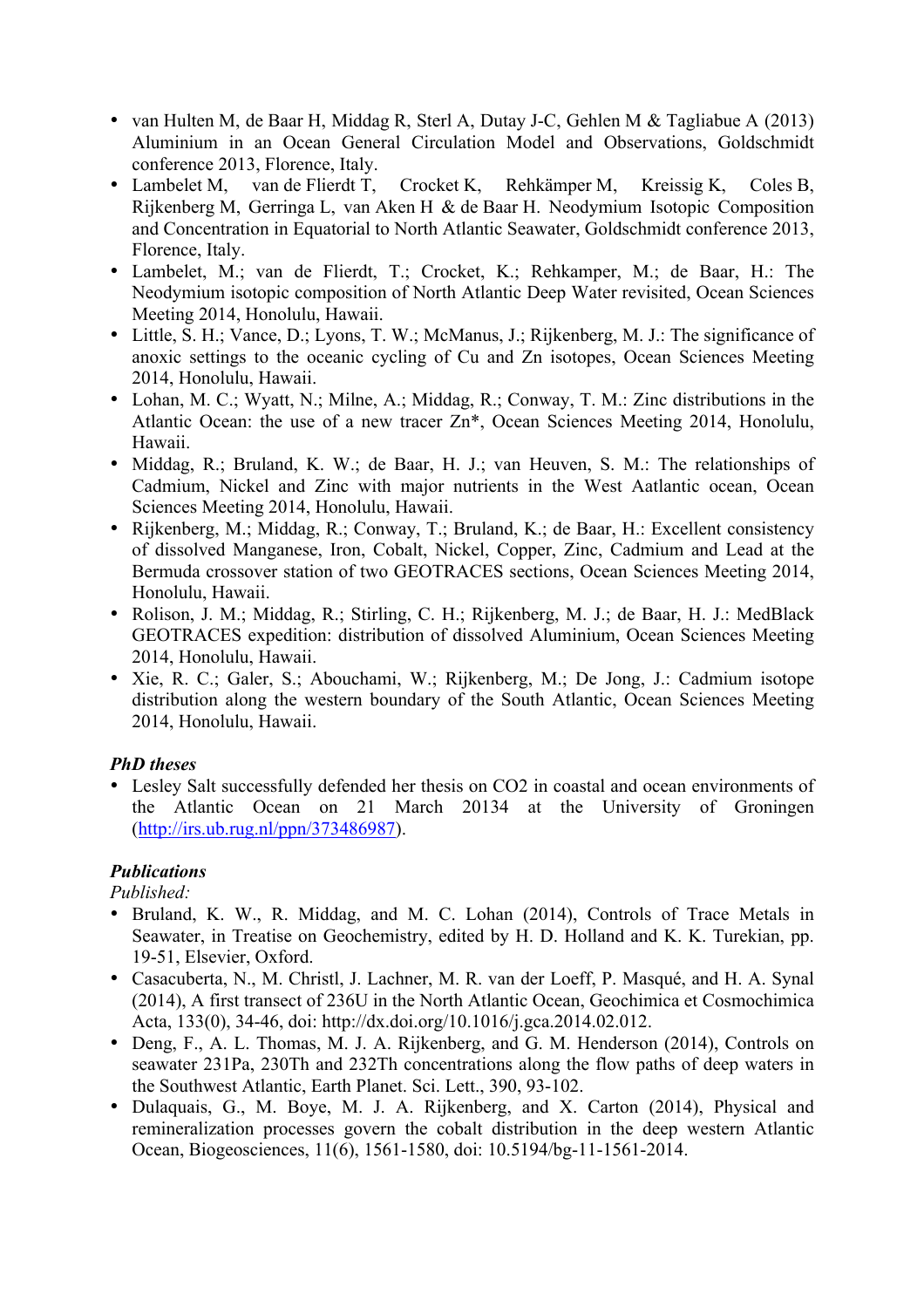- van Hulten M, de Baar H, Middag R, Sterl A, Dutay J-C, Gehlen M & Tagliabue A (2013) Aluminium in an Ocean General Circulation Model and Observations, Goldschmidt conference 2013, Florence, Italy.
- Lambelet M, van de Flierdt T, Crocket K, Rehkämper M, Kreissig K, Coles B, Rijkenberg M, Gerringa L, van Aken H & de Baar H. Neodymium Isotopic Composition and Concentration in Equatorial to North Atlantic Seawater, Goldschmidt conference 2013, Florence, Italy.
- Lambelet, M.; van de Flierdt, T.; Crocket, K.; Rehkamper, M.; de Baar, H.: The Neodymium isotopic composition of North Atlantic Deep Water revisited, Ocean Sciences Meeting 2014, Honolulu, Hawaii.
- Little, S. H.; Vance, D.; Lyons, T. W.; McManus, J.; Rijkenberg, M. J.: The significance of anoxic settings to the oceanic cycling of Cu and Zn isotopes, Ocean Sciences Meeting 2014, Honolulu, Hawaii.
- Lohan, M. C.; Wyatt, N.; Milne, A.; Middag, R.; Conway, T. M.: Zinc distributions in the Atlantic Ocean: the use of a new tracer Zn*, Ocean Sciences Meeting 2014, Honolulu, Hawaii.
- Middag, R.; Bruland, K. W.; de Baar, H. J.; van Heuven, S. M.: The relationships of Cadmium, Nickel and Zinc with major nutrients in the West Aatlantic ocean, Ocean Sciences Meeting 2014, Honolulu, Hawaii.
- Rijkenberg, M.; Middag, R.; Conway, T.; Bruland, K.; de Baar, H.: Excellent consistency of dissolved Manganese, Iron, Cobalt, Nickel, Copper, Zinc, Cadmium and Lead at the Bermuda crossover station of two GEOTRACES sections, Ocean Sciences Meeting 2014, Honolulu, Hawaii.
- Rolison, J. M.; Middag, R.; Stirling, C. H.; Rijkenberg, M. J.; de Baar, H. J.: MedBlack GEOTRACES expedition: distribution of dissolved Aluminium, Ocean Sciences Meeting 2014, Honolulu, Hawaii.
- Xie, R. C.; Galer, S.; Abouchami, W.; Rijkenberg, M.; De Jong, J.: Cadmium isotope distribution along the western boundary of the South Atlantic, Ocean Sciences Meeting 2014, Honolulu, Hawaii.

***PhD theses***

- Lesley Salt successfully defended her thesis on CO2 in coastal and ocean environments of the Atlantic Ocean on 21 March 20134 at the University of Groningen (http://irs.ub.rug.nl/ppn/373486987).

***Publications***

*Published:*

- Bruland, K. W., R. Middag, and M. C. Lohan (2014), Controls of Trace Metals in Seawater, in Treatise on Geochemistry, edited by H. D. Holland and K. K. Turekian, pp. 19-51, Elsevier, Oxford.
- Casacuberta, N., M. Christl, J. Lachner, M. R. van der Loeff, P. Masqué, and H. A. Synal (2014), A first transect of 236U in the North Atlantic Ocean, Geochimica et Cosmochimica Acta, 133(0), 34-46, doi: http://dx.doi.org/10.1016/j.gca.2014.02.012.
- Deng, F., A. L. Thomas, M. J. A. Rijkenberg, and G. M. Henderson (2014), Controls on seawater 231Pa, 230Th and 232Th concentrations along the flow paths of deep waters in the Southwest Atlantic, Earth Planet. Sci. Lett., 390, 93-102.
- Dulaquais, G., M. Boye, M. J. A. Rijkenberg, and X. Carton (2014), Physical and remineralization processes govern the cobalt distribution in the deep western Atlantic Ocean, Biogeosciences, 11(6), 1561-1580, doi: 10.5194/bg-11-1561-2014.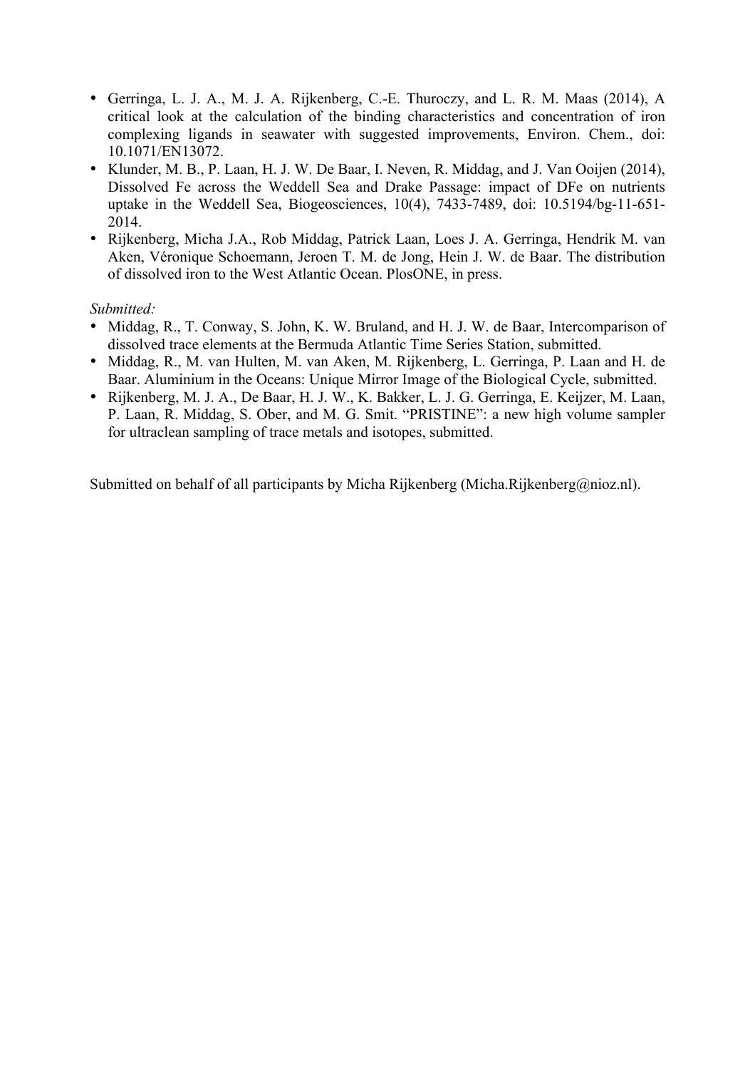- Gerringa, L. J. A., M. J. A. Rijkenberg, C.-E. Thuroczy, and L. R. M. Maas (2014), A critical look at the calculation of the binding characteristics and concentration of iron complexing ligands in seawater with suggested improvements, Environ. Chem., doi: 10.1071/EN13072.
- Klunder, M. B., P. Laan, H. J. W. De Baar, I. Neven, R. Middag, and J. Van Ooijen (2014), Dissolved Fe across the Weddell Sea and Drake Passage: impact of DFe on nutrients uptake in the Weddell Sea, Biogeosciences, 10(4), 7433-7489, doi: 10.5194/bg-11-651-2014.
- Rijkenberg, Micha J.A., Rob Middag, Patrick Laan, Loes J. A. Gerringa, Hendrik M. van Aken, Véronique Schoemann, Jeroen T. M. de Jong, Hein J. W. de Baar. The distribution of dissolved iron to the West Atlantic Ocean. PlosONE, in press.

*Submitted:*

- Middag, R., T. Conway, S. John, K. W. Bruland, and H. J. W. de Baar, Intercomparison of dissolved trace elements at the Bermuda Atlantic Time Series Station, submitted.
- Middag, R., M. van Hulten, M. van Aken, M. Rijkenberg, L. Gerringa, P. Laan and H. de Baar. Aluminium in the Oceans: Unique Mirror Image of the Biological Cycle, submitted.
- Rijkenberg, M. J. A., De Baar, H. J. W., K. Bakker, L. J. G. Gerringa, E. Keijzer, M. Laan, P. Laan, R. Middag, S. Ober, and M. G. Smit. "PRISTINE": a new high volume sampler for ultraclean sampling of trace metals and isotopes, submitted.

Submitted on behalf of all participants by Micha Rijkenberg (Micha.Rijkenberg@nioz.nl).